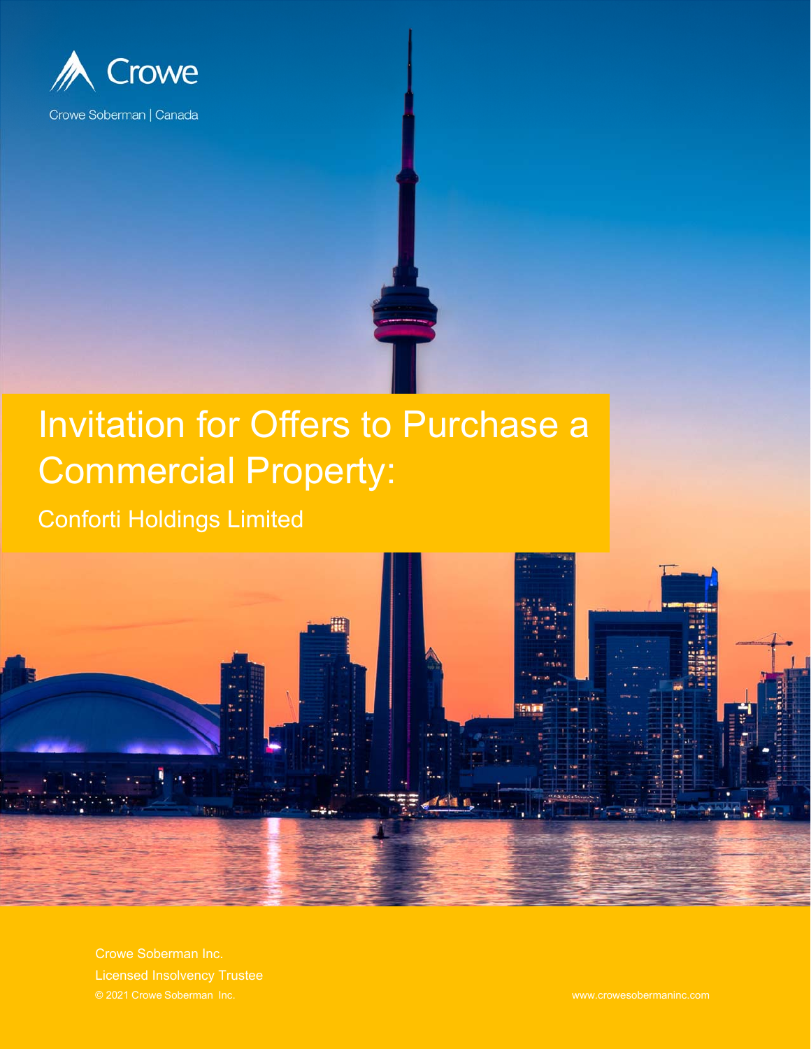Crowe

Crowe Soberman | Canada

# Invitation for Offers to Purchase a Commercial Property:

## Conforti Holdings Limited

Crowe Soberman Inc.

Licensed Insolvency Trustee

© 2021 Crowe Soberman Inc.

www.crowesobermaninc.com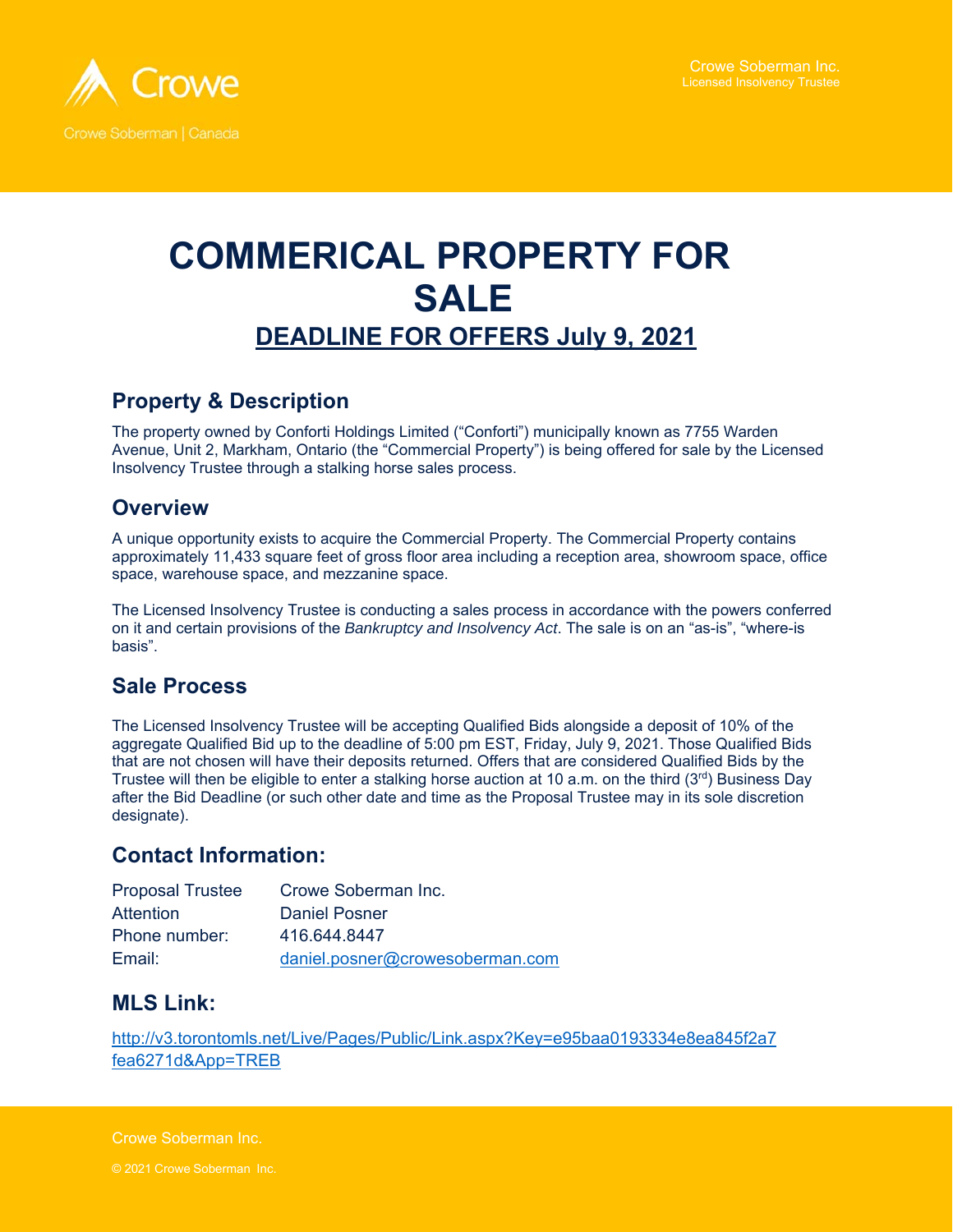Crowe

Crowe Soberman | Canada

Crowe Soberman Inc.
Licensed Insolvency Trustee

# COMMERICAL PROPERTY FOR SALE

## DEADLINE FOR OFFERS July 9, 2021

## Property & Description

The property owned by Conforti Holdings Limited ("Conforti") municipally known as 7755 Warden Avenue, Unit 2, Markham, Ontario (the "Commercial Property") is being offered for sale by the Licensed Insolvency Trustee through a stalking horse sales process.

## Overview

A unique opportunity exists to acquire the Commercial Property. The Commercial Property contains approximately 11,433 square feet of gross floor area including a reception area, showroom space, office space, warehouse space, and mezzanine space.

The Licensed Insolvency Trustee is conducting a sales process in accordance with the powers conferred on it and certain provisions of the *Bankruptcy and Insolvency Act*. The sale is on an "as-is", "where-is basis".

## Sale Process

The Licensed Insolvency Trustee will be accepting Qualified Bids alongside a deposit of 10% of the aggregate Qualified Bid up to the deadline of 5:00 pm EST, Friday, July 9, 2021. Those Qualified Bids that are not chosen will have their deposits returned. Offers that are considered Qualified Bids by the Trustee will then be eligible to enter a stalking horse auction at 10 a.m. on the third (3rd) Business Day after the Bid Deadline (or such other date and time as the Proposal Trustee may in its sole discretion designate).

## Contact Information:

| | |
|---|---|
| Proposal Trustee | Crowe Soberman Inc. |
| Attention | Daniel Posner |
| Phone number: | 416.644.8447 |
| Email: | daniel.posner@crowesoberman.com |

## MLS Link:

http://v3.torontomls.net/Live/Pages/Public/Link.aspx?Key=e95baa0193334e8ea845f2a7fea6271d&App=TREB

Crowe Soberman Inc.

© 2021 Crowe Soberman Inc.